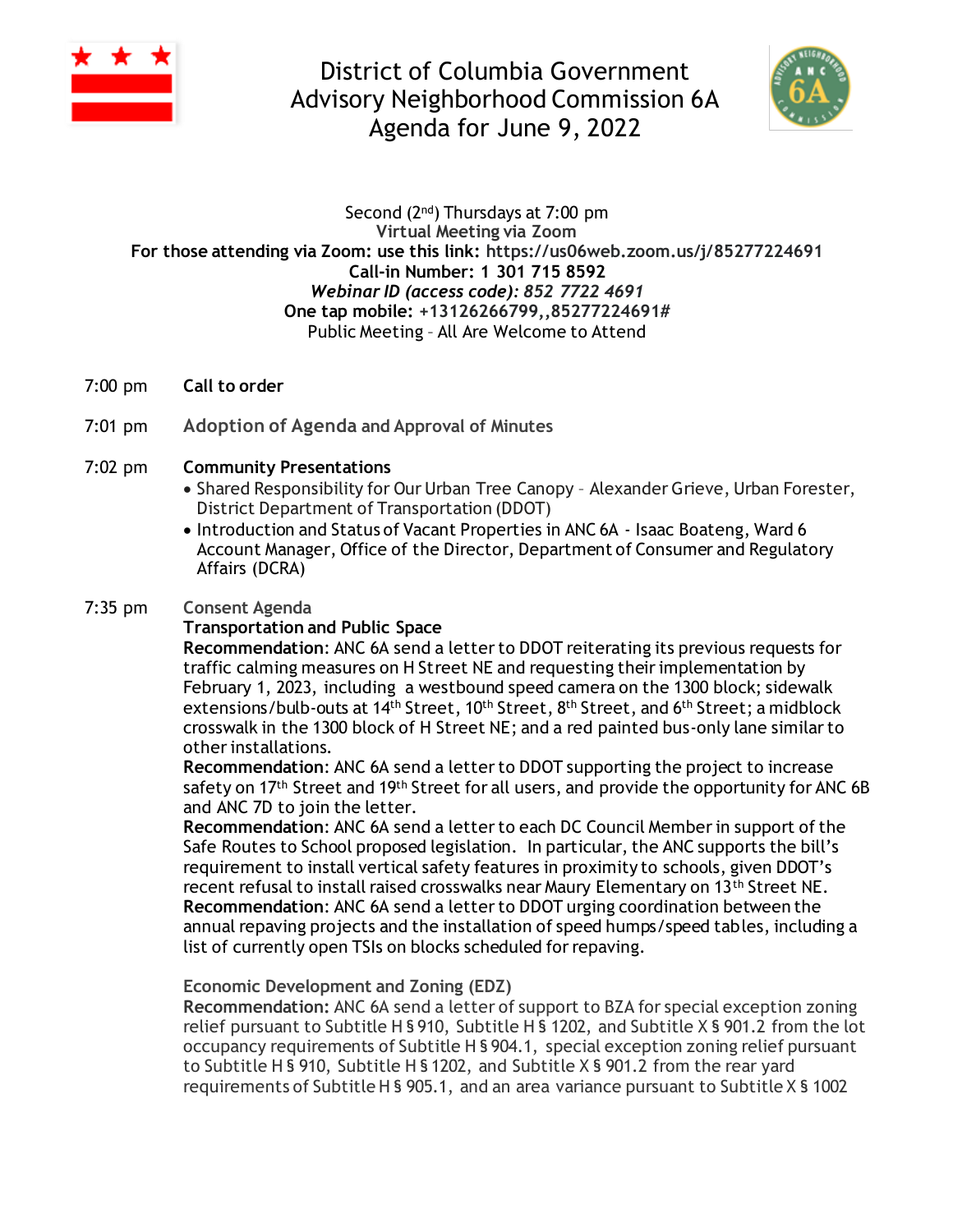# District of Columbia Government
# Advisory Neighborhood Commission 6A
# Agenda for June 9, 2022

Second (2nd) Thursdays at 7:00 pm
Virtual Meeting via Zoom
**For those attending via Zoom: use this link: https://us06web.zoom.us/j/85277224691**
**Call-in Number: 1 301 715 8592**
***Webinar ID (access code): 852 7722 4691***
**One tap mobile: +13126266799,,85277224691#**
Public Meeting – All Are Welcome to Attend

7:00 pm **Call to order**

7:01 pm **Adoption of Agenda** and Approval of Minutes

7:02 pm **Community Presentations**

- Shared Responsibility for Our Urban Tree Canopy – Alexander Grieve, Urban Forester, District Department of Transportation (DDOT)
- Introduction and Status of Vacant Properties in ANC 6A - Isaac Boateng, Ward 6 Account Manager, Office of the Director, Department of Consumer and Regulatory Affairs (DCRA)

7:35 pm Consent Agenda

**Transportation and Public Space**

**Recommendation**: ANC 6A send a letter to DDOT reiterating its previous requests for traffic calming measures on H Street NE and requesting their implementation by February 1, 2023, including a westbound speed camera on the 1300 block; sidewalk extensions/bulb-outs at 14th Street, 10th Street, 8th Street, and 6th Street; a midblock crosswalk in the 1300 block of H Street NE; and a red painted bus-only lane similar to other installations.

**Recommendation**: ANC 6A send a letter to DDOT supporting the project to increase safety on 17th Street and 19th Street for all users, and provide the opportunity for ANC 6B and ANC 7D to join the letter.

**Recommendation**: ANC 6A send a letter to each DC Council Member in support of the Safe Routes to School proposed legislation. In particular, the ANC supports the bill's requirement to install vertical safety features in proximity to schools, given DDOT's recent refusal to install raised crosswalks near Maury Elementary on 13th Street NE.

**Recommendation**: ANC 6A send a letter to DDOT urging coordination between the annual repaving projects and the installation of speed humps/speed tables, including a list of currently open TSIs on blocks scheduled for repaving.

Economic Development and Zoning (EDZ)

**Recommendation:** ANC 6A send a letter of support to BZA for special exception zoning relief pursuant to Subtitle H § 910, Subtitle H § 1202, and Subtitle X § 901.2 from the lot occupancy requirements of Subtitle H § 904.1, special exception zoning relief pursuant to Subtitle H § 910, Subtitle H § 1202, and Subtitle X § 901.2 from the rear yard requirements of Subtitle H § 905.1, and an area variance pursuant to Subtitle X § 1002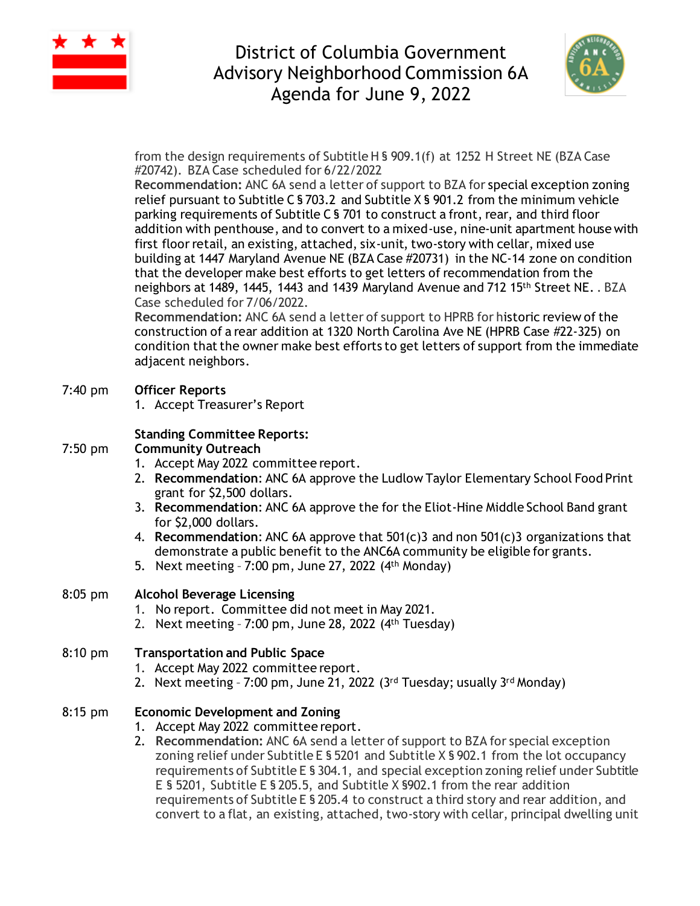from the design requirements of Subtitle H § 909.1(f) at 1252 H Street NE (BZA Case #20742). BZA Case scheduled for 6/22/2022

**Recommendation:** ANC 6A send a letter of support to BZA for special exception zoning relief pursuant to Subtitle C § 703.2 and Subtitle X § 901.2 from the minimum vehicle parking requirements of Subtitle C § 701 to construct a front, rear, and third floor addition with penthouse, and to convert to a mixed-use, nine-unit apartment house with first floor retail, an existing, attached, six-unit, two-story with cellar, mixed use building at 1447 Maryland Avenue NE (BZA Case #20731) in the NC-14 zone on condition that the developer make best efforts to get letters of recommendation from the neighbors at 1489, 1445, 1443 and 1439 Maryland Avenue and 712 15th Street NE. . BZA Case scheduled for 7/06/2022.

**Recommendation:** ANC 6A send a letter of support to HPRB for historic review of the construction of a rear addition at 1320 North Carolina Ave NE (HPRB Case #22-325) on condition that the owner make best efforts to get letters of support from the immediate adjacent neighbors.

7:40 pm **Officer Reports**

1. Accept Treasurer's Report

**Standing Committee Reports:**

7:50 pm **Community Outreach**

1. Accept May 2022 committee report.
2. **Recommendation**: ANC 6A approve the Ludlow Taylor Elementary School Food Print grant for $2,500 dollars.
3. **Recommendation**: ANC 6A approve the for the Eliot-Hine Middle School Band grant for $2,000 dollars.
4. **Recommendation**: ANC 6A approve that 501(c)3 and non 501(c)3 organizations that demonstrate a public benefit to the ANC6A community be eligible for grants.
5. Next meeting – 7:00 pm, June 27, 2022 (4th Monday)

8:05 pm **Alcohol Beverage Licensing**

1. No report. Committee did not meet in May 2021.
2. Next meeting – 7:00 pm, June 28, 2022 (4th Tuesday)

8:10 pm **Transportation and Public Space**

1. Accept May 2022 committee report.
2. Next meeting – 7:00 pm, June 21, 2022 (3rd Tuesday; usually 3rd Monday)

8:15 pm **Economic Development and Zoning**

1. Accept May 2022 committee report.
2. **Recommendation:** ANC 6A send a letter of support to BZA for special exception zoning relief under Subtitle E § 5201 and Subtitle X § 902.1 from the lot occupancy requirements of Subtitle E § 304.1, and special exception zoning relief under Subtitle E § 5201, Subtitle E § 205.5, and Subtitle X §902.1 from the rear addition requirements of Subtitle E § 205.4 to construct a third story and rear addition, and convert to a flat, an existing, attached, two-story with cellar, principal dwelling unit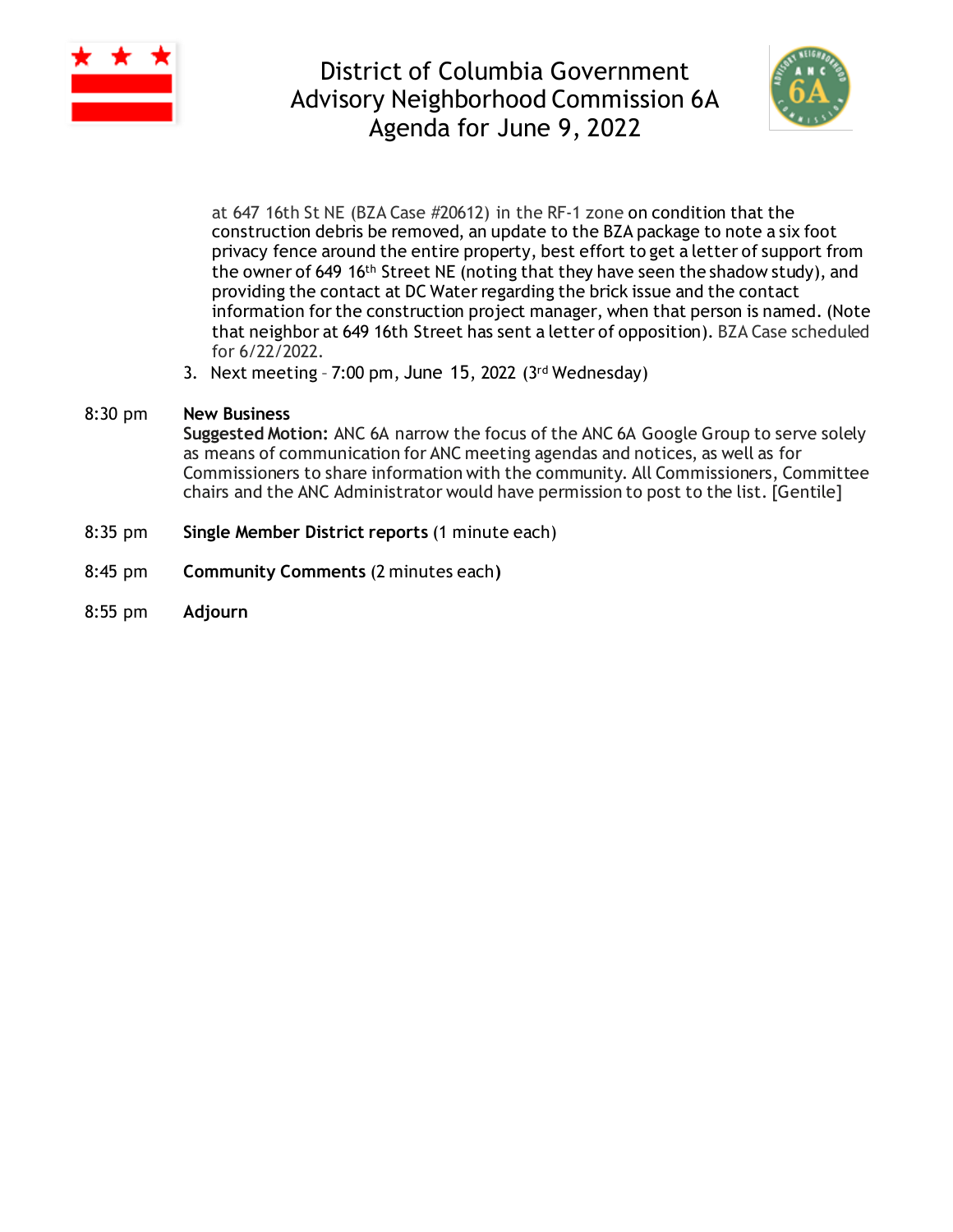# District of Columbia Government Advisory Neighborhood Commission 6A Agenda for June 9, 2022

at 647 16th St NE (BZA Case #20612) in the RF-1 zone on condition that the construction debris be removed, an update to the BZA package to note a six foot privacy fence around the entire property, best effort to get a letter of support from the owner of 649 16th Street NE (noting that they have seen the shadow study), and providing the contact at DC Water regarding the brick issue and the contact information for the construction project manager, when that person is named. (Note that neighbor at 649 16th Street has sent a letter of opposition). BZA Case scheduled for 6/22/2022.

3. Next meeting – 7:00 pm, June 15, 2022 (3rd Wednesday)

8:30 pm **New Business**

**Suggested Motion:** ANC 6A narrow the focus of the ANC 6A Google Group to serve solely as means of communication for ANC meeting agendas and notices, as well as for Commissioners to share information with the community. All Commissioners, Committee chairs and the ANC Administrator would have permission to post to the list. [Gentile]

8:35 pm **Single Member District reports** (1 minute each)

8:45 pm **Community Comments** (2 minutes each)

8:55 pm **Adjourn**